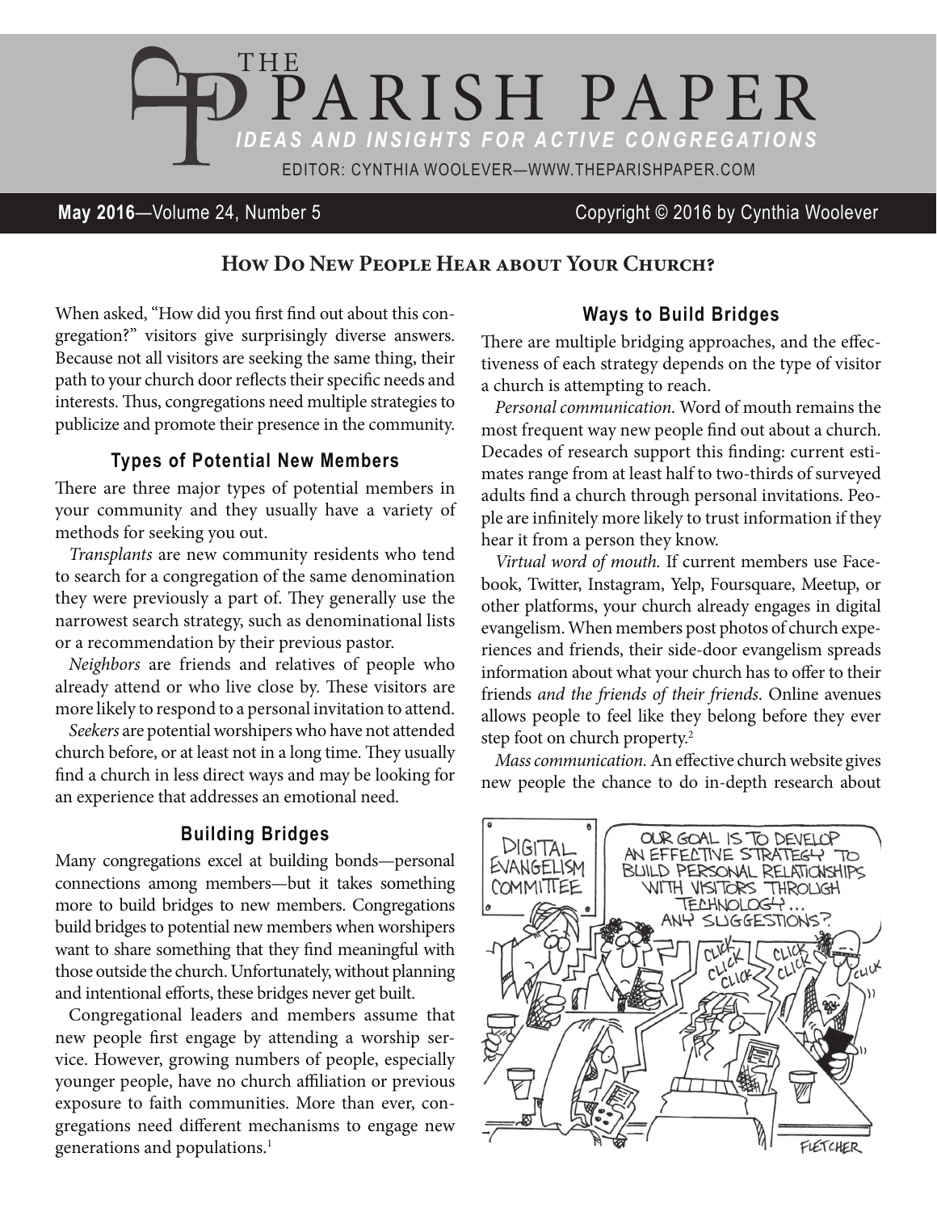# THE PARISH PAPER

*IDEAS AND INSIGHTS FOR ACTIVE CONGREGATIONS*

EDITOR: CYNTHIA WOOLEVER—WWW.THEPARISHPAPER.COM

**May 2016**—Volume 24, Number 5 Copyright © 2016 by Cynthia Woolever

## How Do New People Hear about Your Church?

When asked, "How did you first find out about this congregation?" visitors give surprisingly diverse answers. Because not all visitors are seeking the same thing, their path to your church door reflects their specific needs and interests. Thus, congregations need multiple strategies to publicize and promote their presence in the community.

### Types of Potential New Members

There are three major types of potential members in your community and they usually have a variety of methods for seeking you out.

*Transplants* are new community residents who tend to search for a congregation of the same denomination they were previously a part of. They generally use the narrowest search strategy, such as denominational lists or a recommendation by their previous pastor.

*Neighbors* are friends and relatives of people who already attend or who live close by. These visitors are more likely to respond to a personal invitation to attend.

*Seekers* are potential worshipers who have not attended church before, or at least not in a long time. They usually find a church in less direct ways and may be looking for an experience that addresses an emotional need.

### Building Bridges

Many congregations excel at building bonds—personal connections among members—but it takes something more to build bridges to new members. Congregations build bridges to potential new members when worshipers want to share something that they find meaningful with those outside the church. Unfortunately, without planning and intentional efforts, these bridges never get built.

Congregational leaders and members assume that new people first engage by attending a worship service. However, growing numbers of people, especially younger people, have no church affiliation or previous exposure to faith communities. More than ever, congregations need different mechanisms to engage new generations and populations.[1]

### Ways to Build Bridges

There are multiple bridging approaches, and the effectiveness of each strategy depends on the type of visitor a church is attempting to reach.

*Personal communication.* Word of mouth remains the most frequent way new people find out about a church. Decades of research support this finding: current estimates range from at least half to two-thirds of surveyed adults find a church through personal invitations. People are infinitely more likely to trust information if they hear it from a person they know.

*Virtual word of mouth.* If current members use Facebook, Twitter, Instagram, Yelp, Foursquare, Meetup, or other platforms, your church already engages in digital evangelism. When members post photos of church experiences and friends, their side-door evangelism spreads information about what your church has to offer to their friends *and the friends of their friends*. Online avenues allows people to feel like they belong before they ever step foot on church property.[2]

*Mass communication.* An effective church website gives new people the chance to do in-depth research about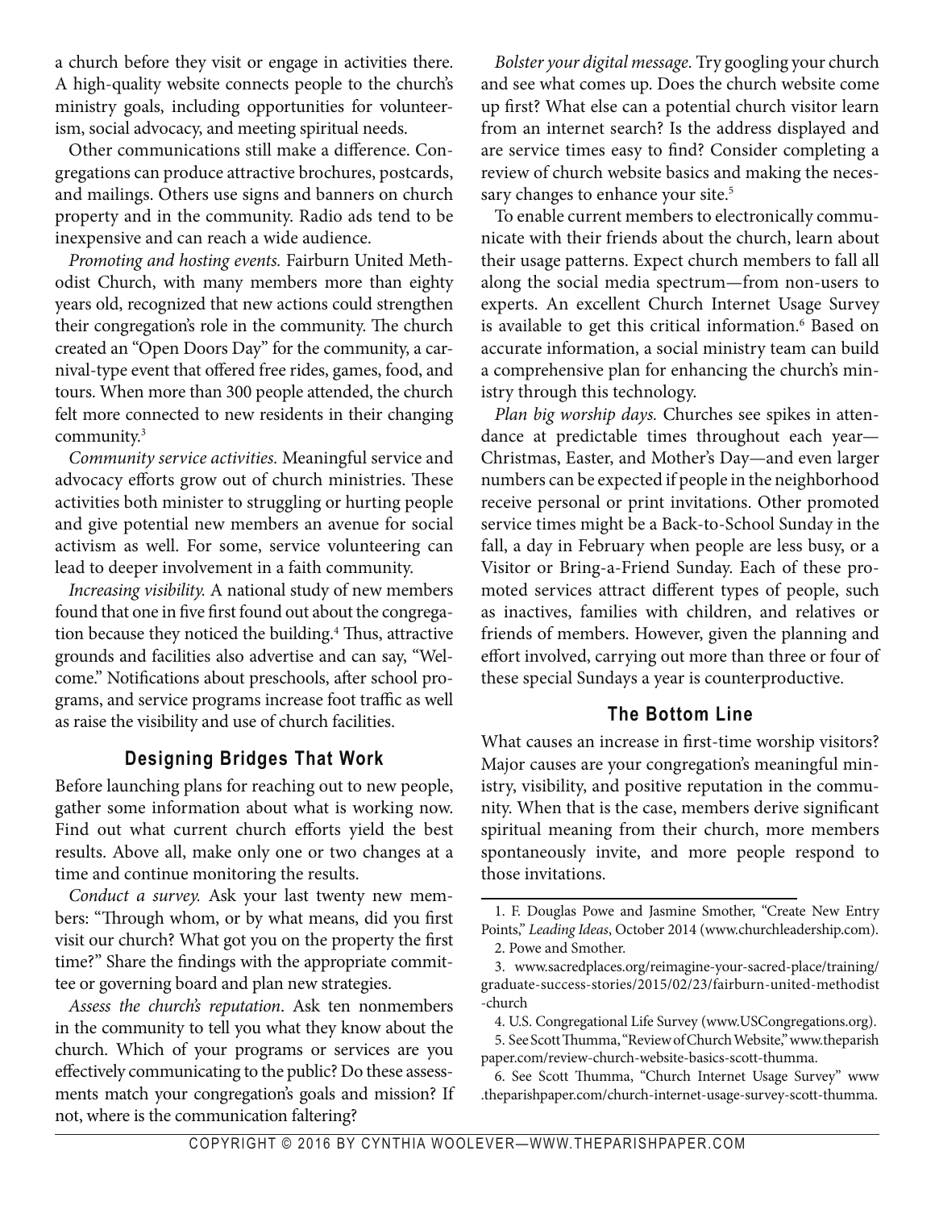a church before they visit or engage in activities there. A high-quality website connects people to the church's ministry goals, including opportunities for volunteerism, social advocacy, and meeting spiritual needs.

Other communications still make a difference. Congregations can produce attractive brochures, postcards, and mailings. Others use signs and banners on church property and in the community. Radio ads tend to be inexpensive and can reach a wide audience.

*Promoting and hosting events.* Fairburn United Methodist Church, with many members more than eighty years old, recognized that new actions could strengthen their congregation's role in the community. The church created an "Open Doors Day" for the community, a carnival-type event that offered free rides, games, food, and tours. When more than 300 people attended, the church felt more connected to new residents in their changing community.[3]

*Community service activities.* Meaningful service and advocacy efforts grow out of church ministries. These activities both minister to struggling or hurting people and give potential new members an avenue for social activism as well. For some, service volunteering can lead to deeper involvement in a faith community.

*Increasing visibility.* A national study of new members found that one in five first found out about the congregation because they noticed the building.[4] Thus, attractive grounds and facilities also advertise and can say, "Welcome." Notifications about preschools, after school programs, and service programs increase foot traffic as well as raise the visibility and use of church facilities.

## Designing Bridges That Work

Before launching plans for reaching out to new people, gather some information about what is working now. Find out what current church efforts yield the best results. Above all, make only one or two changes at a time and continue monitoring the results.

*Conduct a survey.* Ask your last twenty new members: "Through whom, or by what means, did you first visit our church? What got you on the property the first time?" Share the findings with the appropriate committee or governing board and plan new strategies.

*Assess the church's reputation*. Ask ten nonmembers in the community to tell you what they know about the church. Which of your programs or services are you effectively communicating to the public? Do these assessments match your congregation's goals and mission? If not, where is the communication faltering?

*Bolster your digital message.* Try googling your church and see what comes up. Does the church website come up first? What else can a potential church visitor learn from an internet search? Is the address displayed and are service times easy to find? Consider completing a review of church website basics and making the necessary changes to enhance your site.[5]

To enable current members to electronically communicate with their friends about the church, learn about their usage patterns. Expect church members to fall all along the social media spectrum—from non-users to experts. An excellent Church Internet Usage Survey is available to get this critical information.[6] Based on accurate information, a social ministry team can build a comprehensive plan for enhancing the church's ministry through this technology.

*Plan big worship days.* Churches see spikes in attendance at predictable times throughout each year—Christmas, Easter, and Mother's Day—and even larger numbers can be expected if people in the neighborhood receive personal or print invitations. Other promoted service times might be a Back-to-School Sunday in the fall, a day in February when people are less busy, or a Visitor or Bring-a-Friend Sunday. Each of these promoted services attract different types of people, such as inactives, families with children, and relatives or friends of members. However, given the planning and effort involved, carrying out more than three or four of these special Sundays a year is counterproductive.

## The Bottom Line

What causes an increase in first-time worship visitors? Major causes are your congregation's meaningful ministry, visibility, and positive reputation in the community. When that is the case, members derive significant spiritual meaning from their church, more members spontaneously invite, and more people respond to those invitations.

---

1. F. Douglas Powe and Jasmine Smother, "Create New Entry Points," *Leading Ideas*, October 2014 (www.churchleadership.com).
2. Powe and Smother.
3. www.sacredplaces.org/reimagine-your-sacred-place/training/graduate-success-stories/2015/02/23/fairburn-united-methodist-church
4. U.S. Congregational Life Survey (www.USCongregations.org).
5. See Scott Thumma, "Review of Church Website," www.theparishpaper.com/review-church-website-basics-scott-thumma.
6. See Scott Thumma, "Church Internet Usage Survey" www.theparishpaper.com/church-internet-usage-survey-scott-thumma.

COPYRIGHT © 2016 BY CYNTHIA WOOLEVER—WWW.THEPARISHPAPER.COM